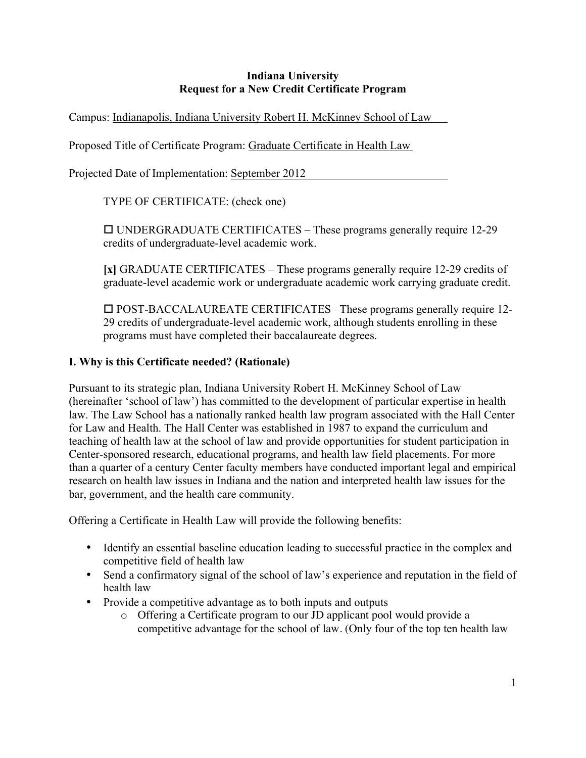**Indiana University**
**Request for a New Credit Certificate Program**

Campus: Indianapolis, Indiana University Robert H. McKinney School of Law

Proposed Title of Certificate Program: Graduate Certificate in Health Law

Projected Date of Implementation: September 2012

TYPE OF CERTIFICATE: (check one)

☐ UNDERGRADUATE CERTIFICATES – These programs generally require 12-29 credits of undergraduate-level academic work.

**[x]** GRADUATE CERTIFICATES – These programs generally require 12-29 credits of graduate-level academic work or undergraduate academic work carrying graduate credit.

☐ POST-BACCALAUREATE CERTIFICATES –These programs generally require 12-29 credits of undergraduate-level academic work, although students enrolling in these programs must have completed their baccalaureate degrees.

## I. Why is this Certificate needed? (Rationale)

Pursuant to its strategic plan, Indiana University Robert H. McKinney School of Law (hereinafter 'school of law') has committed to the development of particular expertise in health law. The Law School has a nationally ranked health law program associated with the Hall Center for Law and Health. The Hall Center was established in 1987 to expand the curriculum and teaching of health law at the school of law and provide opportunities for student participation in Center-sponsored research, educational programs, and health law field placements. For more than a quarter of a century Center faculty members have conducted important legal and empirical research on health law issues in Indiana and the nation and interpreted health law issues for the bar, government, and the health care community.

Offering a Certificate in Health Law will provide the following benefits:

- Identify an essential baseline education leading to successful practice in the complex and competitive field of health law
- Send a confirmatory signal of the school of law's experience and reputation in the field of health law
- Provide a competitive advantage as to both inputs and outputs
  - Offering a Certificate program to our JD applicant pool would provide a competitive advantage for the school of law. (Only four of the top ten health law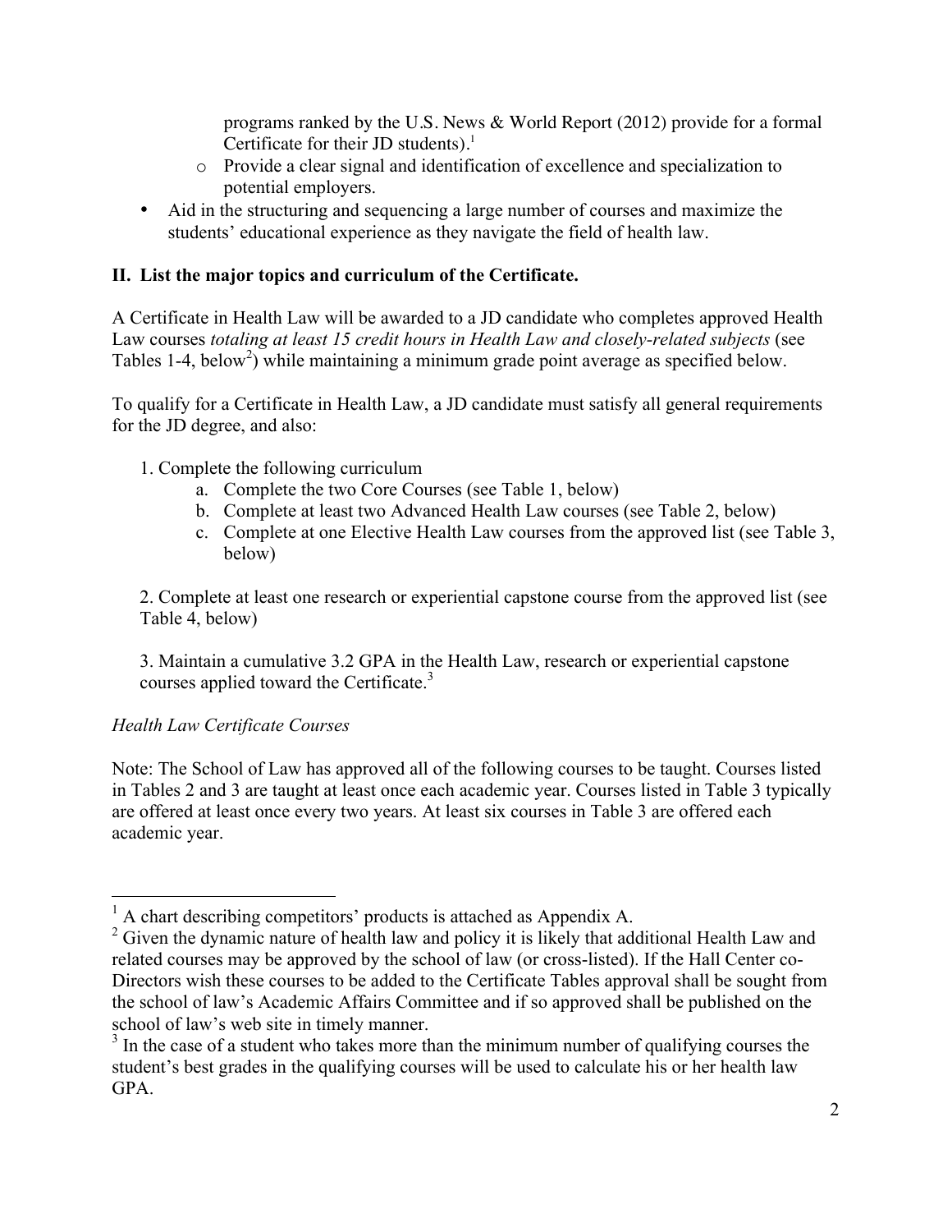- programs ranked by the U.S. News & World Report (2012) provide for a formal Certificate for their JD students).[1]
  - Provide a clear signal and identification of excellence and specialization to potential employers.
- Aid in the structuring and sequencing a large number of courses and maximize the students' educational experience as they navigate the field of health law.

## II. List the major topics and curriculum of the Certificate.

A Certificate in Health Law will be awarded to a JD candidate who completes approved Health Law courses *totaling at least 15 credit hours in Health Law and closely-related subjects* (see Tables 1-4, below[2]) while maintaining a minimum grade point average as specified below.

To qualify for a Certificate in Health Law, a JD candidate must satisfy all general requirements for the JD degree, and also:

1. Complete the following curriculum
   a. Complete the two Core Courses (see Table 1, below)
   b. Complete at least two Advanced Health Law courses (see Table 2, below)
   c. Complete at one Elective Health Law courses from the approved list (see Table 3, below)

2. Complete at least one research or experiential capstone course from the approved list (see Table 4, below)

3. Maintain a cumulative 3.2 GPA in the Health Law, research or experiential capstone courses applied toward the Certificate.[3]

*Health Law Certificate Courses*

Note: The School of Law has approved all of the following courses to be taught. Courses listed in Tables 2 and 3 are taught at least once each academic year. Courses listed in Table 3 typically are offered at least once every two years. At least six courses in Table 3 are offered each academic year.

---

[1] A chart describing competitors' products is attached as Appendix A.

[2] Given the dynamic nature of health law and policy it is likely that additional Health Law and related courses may be approved by the school of law (or cross-listed). If the Hall Center co-Directors wish these courses to be added to the Certificate Tables approval shall be sought from the school of law's Academic Affairs Committee and if so approved shall be published on the school of law's web site in timely manner.

[3] In the case of a student who takes more than the minimum number of qualifying courses the student's best grades in the qualifying courses will be used to calculate his or her health law GPA.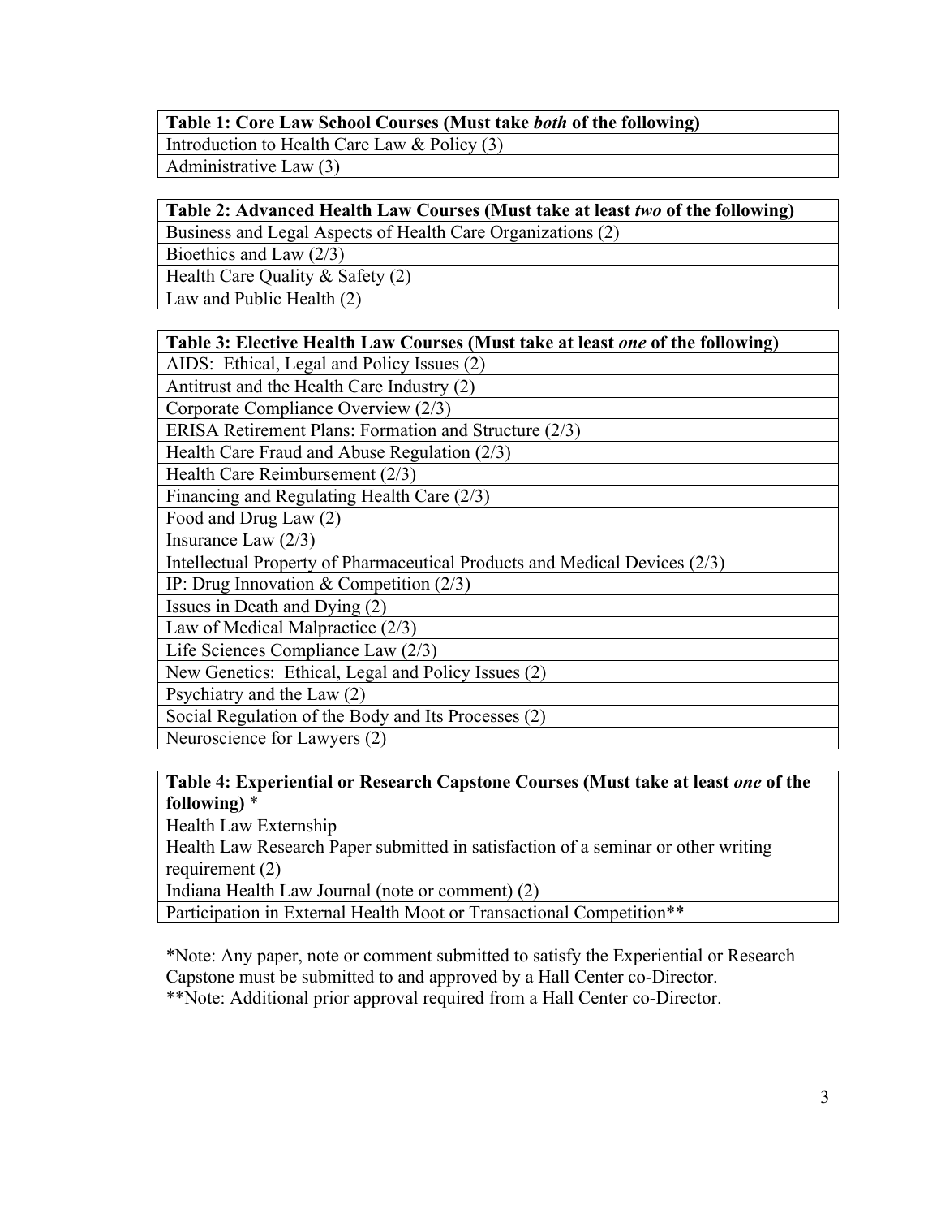| Table 1: Core Law School Courses (Must take *both* of the following) |
| --- |
| Introduction to Health Care Law & Policy (3) |
| Administrative Law (3) |

| Table 2: Advanced Health Law Courses (Must take at least *two* of the following) |
| --- |
| Business and Legal Aspects of Health Care Organizations (2) |
| Bioethics and Law (2/3) |
| Health Care Quality & Safety (2) |
| Law and Public Health (2) |

| Table 3: Elective Health Law Courses (Must take at least *one* of the following) |
| --- |
| AIDS: Ethical, Legal and Policy Issues (2) |
| Antitrust and the Health Care Industry (2) |
| Corporate Compliance Overview (2/3) |
| ERISA Retirement Plans: Formation and Structure (2/3) |
| Health Care Fraud and Abuse Regulation (2/3) |
| Health Care Reimbursement (2/3) |
| Financing and Regulating Health Care (2/3) |
| Food and Drug Law (2) |
| Insurance Law (2/3) |
| Intellectual Property of Pharmaceutical Products and Medical Devices (2/3) |
| IP: Drug Innovation & Competition (2/3) |
| Issues in Death and Dying (2) |
| Law of Medical Malpractice (2/3) |
| Life Sciences Compliance Law (2/3) |
| New Genetics: Ethical, Legal and Policy Issues (2) |
| Psychiatry and the Law (2) |
| Social Regulation of the Body and Its Processes (2) |
| Neuroscience for Lawyers (2) |

| Table 4: Experiential or Research Capstone Courses (Must take at least *one* of the following) * |
| --- |
| Health Law Externship |
| Health Law Research Paper submitted in satisfaction of a seminar or other writing requirement (2) |
| Indiana Health Law Journal (note or comment) (2) |
| Participation in External Health Moot or Transactional Competition** |

*Note: Any paper, note or comment submitted to satisfy the Experiential or Research Capstone must be submitted to and approved by a Hall Center co-Director.
**Note: Additional prior approval required from a Hall Center co-Director.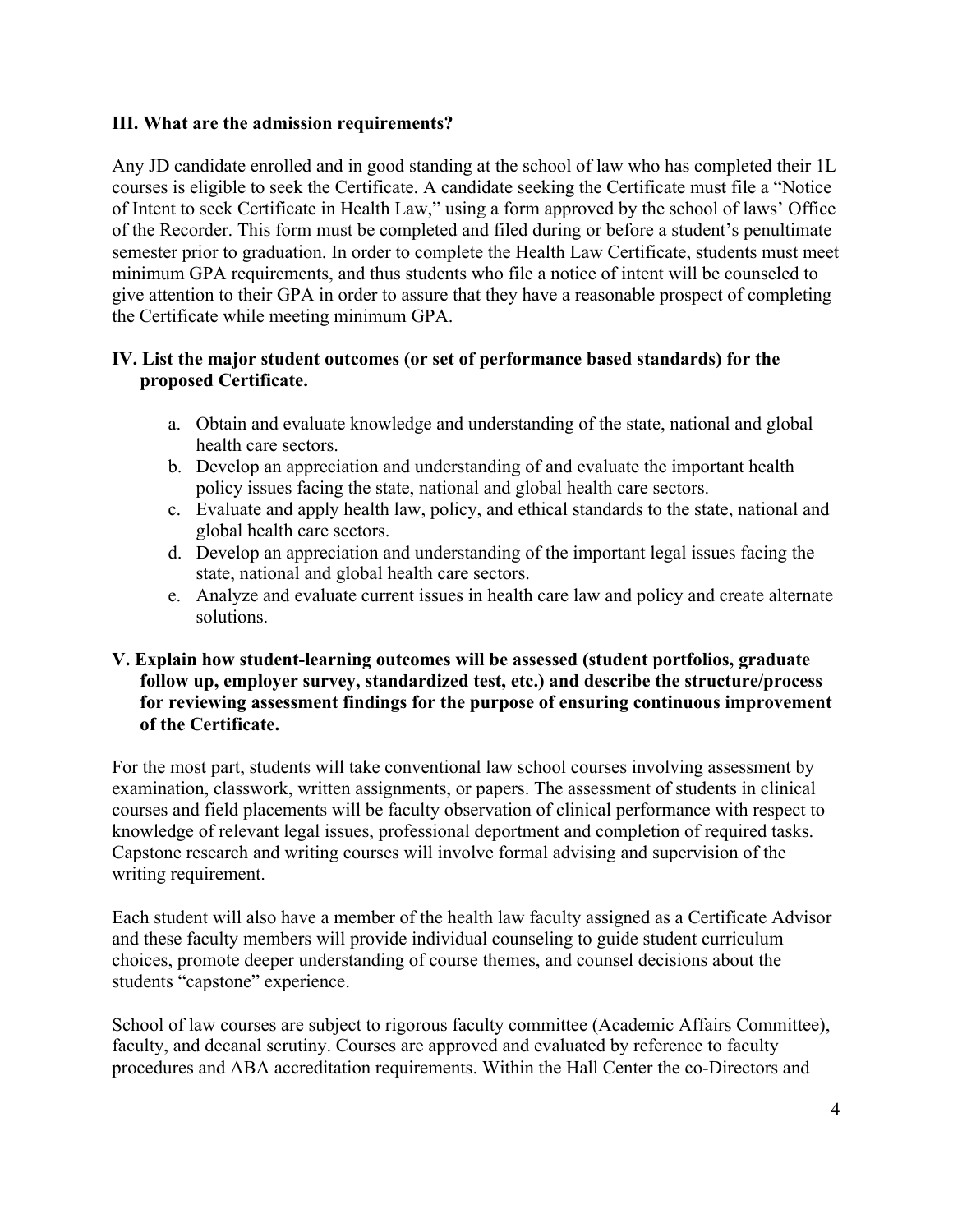**III. What are the admission requirements?**

Any JD candidate enrolled and in good standing at the school of law who has completed their 1L courses is eligible to seek the Certificate. A candidate seeking the Certificate must file a "Notice of Intent to seek Certificate in Health Law," using a form approved by the school of laws' Office of the Recorder. This form must be completed and filed during or before a student's penultimate semester prior to graduation. In order to complete the Health Law Certificate, students must meet minimum GPA requirements, and thus students who file a notice of intent will be counseled to give attention to their GPA in order to assure that they have a reasonable prospect of completing the Certificate while meeting minimum GPA.

**IV. List the major student outcomes (or set of performance based standards) for the proposed Certificate.**

a. Obtain and evaluate knowledge and understanding of the state, national and global health care sectors.
b. Develop an appreciation and understanding of and evaluate the important health policy issues facing the state, national and global health care sectors.
c. Evaluate and apply health law, policy, and ethical standards to the state, national and global health care sectors.
d. Develop an appreciation and understanding of the important legal issues facing the state, national and global health care sectors.
e. Analyze and evaluate current issues in health care law and policy and create alternate solutions.

**V. Explain how student-learning outcomes will be assessed (student portfolios, graduate follow up, employer survey, standardized test, etc.) and describe the structure/process for reviewing assessment findings for the purpose of ensuring continuous improvement of the Certificate.**

For the most part, students will take conventional law school courses involving assessment by examination, classwork, written assignments, or papers. The assessment of students in clinical courses and field placements will be faculty observation of clinical performance with respect to knowledge of relevant legal issues, professional deportment and completion of required tasks. Capstone research and writing courses will involve formal advising and supervision of the writing requirement.

Each student will also have a member of the health law faculty assigned as a Certificate Advisor and these faculty members will provide individual counseling to guide student curriculum choices, promote deeper understanding of course themes, and counsel decisions about the students "capstone" experience.

School of law courses are subject to rigorous faculty committee (Academic Affairs Committee), faculty, and decanal scrutiny. Courses are approved and evaluated by reference to faculty procedures and ABA accreditation requirements. Within the Hall Center the co-Directors and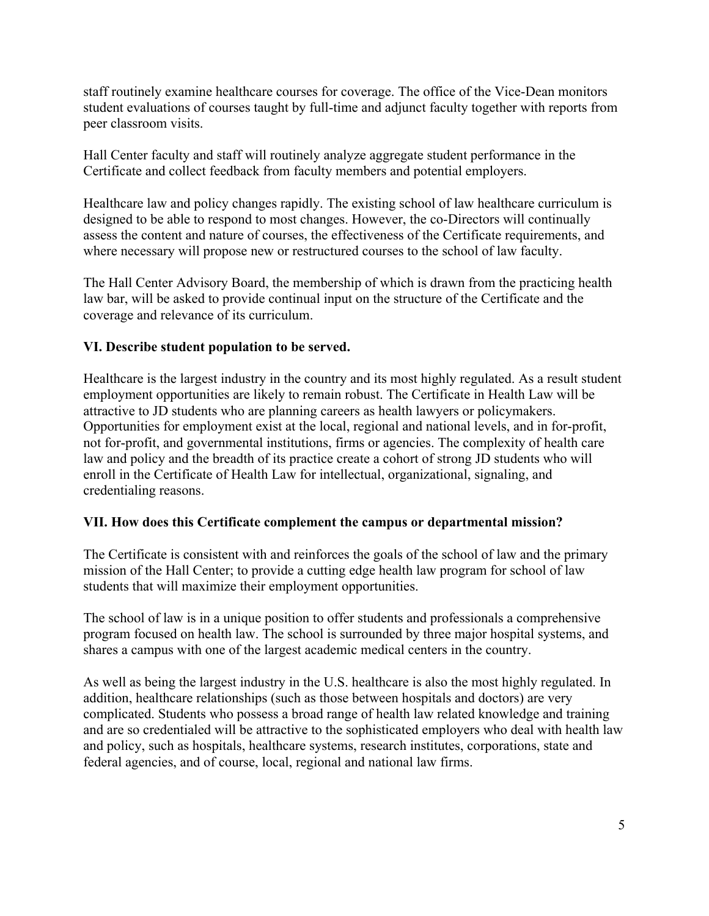staff routinely examine healthcare courses for coverage. The office of the Vice-Dean monitors student evaluations of courses taught by full-time and adjunct faculty together with reports from peer classroom visits.

Hall Center faculty and staff will routinely analyze aggregate student performance in the Certificate and collect feedback from faculty members and potential employers.

Healthcare law and policy changes rapidly. The existing school of law healthcare curriculum is designed to be able to respond to most changes. However, the co-Directors will continually assess the content and nature of courses, the effectiveness of the Certificate requirements, and where necessary will propose new or restructured courses to the school of law faculty.

The Hall Center Advisory Board, the membership of which is drawn from the practicing health law bar, will be asked to provide continual input on the structure of the Certificate and the coverage and relevance of its curriculum.

### VI. Describe student population to be served.

Healthcare is the largest industry in the country and its most highly regulated. As a result student employment opportunities are likely to remain robust. The Certificate in Health Law will be attractive to JD students who are planning careers as health lawyers or policymakers. Opportunities for employment exist at the local, regional and national levels, and in for-profit, not for-profit, and governmental institutions, firms or agencies. The complexity of health care law and policy and the breadth of its practice create a cohort of strong JD students who will enroll in the Certificate of Health Law for intellectual, organizational, signaling, and credentialing reasons.

### VII. How does this Certificate complement the campus or departmental mission?

The Certificate is consistent with and reinforces the goals of the school of law and the primary mission of the Hall Center; to provide a cutting edge health law program for school of law students that will maximize their employment opportunities.

The school of law is in a unique position to offer students and professionals a comprehensive program focused on health law. The school is surrounded by three major hospital systems, and shares a campus with one of the largest academic medical centers in the country.

As well as being the largest industry in the U.S. healthcare is also the most highly regulated. In addition, healthcare relationships (such as those between hospitals and doctors) are very complicated. Students who possess a broad range of health law related knowledge and training and are so credentialed will be attractive to the sophisticated employers who deal with health law and policy, such as hospitals, healthcare systems, research institutes, corporations, state and federal agencies, and of course, local, regional and national law firms.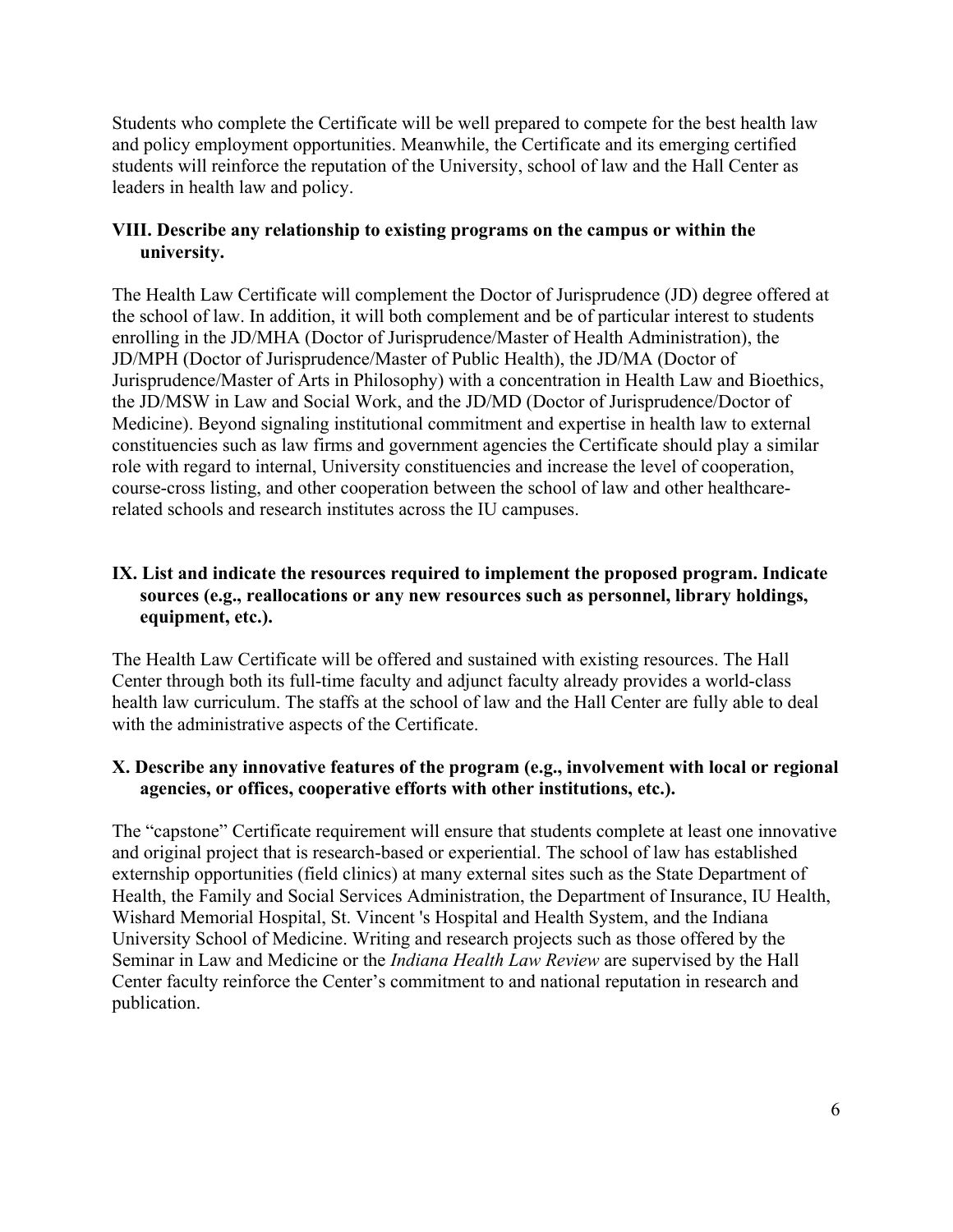Students who complete the Certificate will be well prepared to compete for the best health law and policy employment opportunities. Meanwhile, the Certificate and its emerging certified students will reinforce the reputation of the University, school of law and the Hall Center as leaders in health law and policy.

### VIII. Describe any relationship to existing programs on the campus or within the university.

The Health Law Certificate will complement the Doctor of Jurisprudence (JD) degree offered at the school of law. In addition, it will both complement and be of particular interest to students enrolling in the JD/MHA (Doctor of Jurisprudence/Master of Health Administration), the JD/MPH (Doctor of Jurisprudence/Master of Public Health), the JD/MA (Doctor of Jurisprudence/Master of Arts in Philosophy) with a concentration in Health Law and Bioethics, the JD/MSW in Law and Social Work, and the JD/MD (Doctor of Jurisprudence/Doctor of Medicine). Beyond signaling institutional commitment and expertise in health law to external constituencies such as law firms and government agencies the Certificate should play a similar role with regard to internal, University constituencies and increase the level of cooperation, course-cross listing, and other cooperation between the school of law and other healthcare-related schools and research institutes across the IU campuses.

### IX. List and indicate the resources required to implement the proposed program. Indicate sources (e.g., reallocations or any new resources such as personnel, library holdings, equipment, etc.).

The Health Law Certificate will be offered and sustained with existing resources. The Hall Center through both its full-time faculty and adjunct faculty already provides a world-class health law curriculum. The staffs at the school of law and the Hall Center are fully able to deal with the administrative aspects of the Certificate.

### X. Describe any innovative features of the program (e.g., involvement with local or regional agencies, or offices, cooperative efforts with other institutions, etc.).

The "capstone" Certificate requirement will ensure that students complete at least one innovative and original project that is research-based or experiential. The school of law has established externship opportunities (field clinics) at many external sites such as the State Department of Health, the Family and Social Services Administration, the Department of Insurance, IU Health, Wishard Memorial Hospital, St. Vincent 's Hospital and Health System, and the Indiana University School of Medicine. Writing and research projects such as those offered by the Seminar in Law and Medicine or the *Indiana Health Law Review* are supervised by the Hall Center faculty reinforce the Center's commitment to and national reputation in research and publication.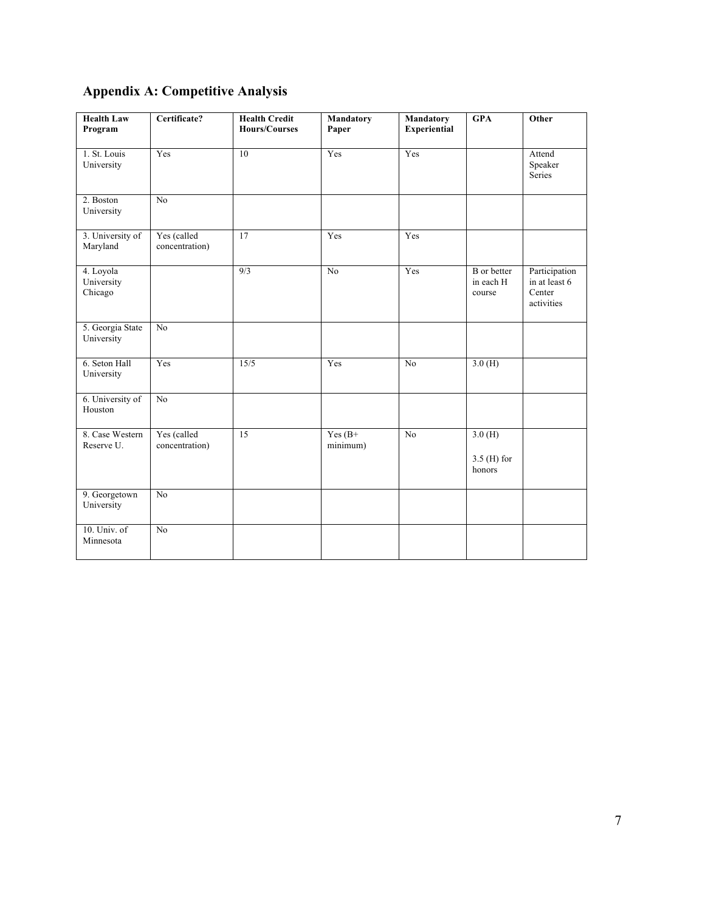## Appendix A: Competitive Analysis

| Health Law Program | Certificate? | Health Credit Hours/Courses | Mandatory Paper | Mandatory Experiential | GPA | Other |
|---|---|---|---|---|---|---|
| 1. St. Louis University | Yes | 10 | Yes | Yes | | Attend Speaker Series |
| 2. Boston University | No | | | | | |
| 3. University of Maryland | Yes (called concentration) | 17 | Yes | Yes | | |
| 4. Loyola University Chicago | | 9/3 | No | Yes | B or better in each H course | Participation in at least 6 Center activities |
| 5. Georgia State University | No | | | | | |
| 6. Seton Hall University | Yes | 15/5 | Yes | No | 3.0 (H) | |
| 6. University of Houston | No | | | | | |
| 8. Case Western Reserve U. | Yes (called concentration) | 15 | Yes (B+ minimum) | No | 3.0 (H)<br><br>3.5 (H) for honors | |
| 9. Georgetown University | No | | | | | |
| 10. Univ. of Minnesota | No | | | | | |